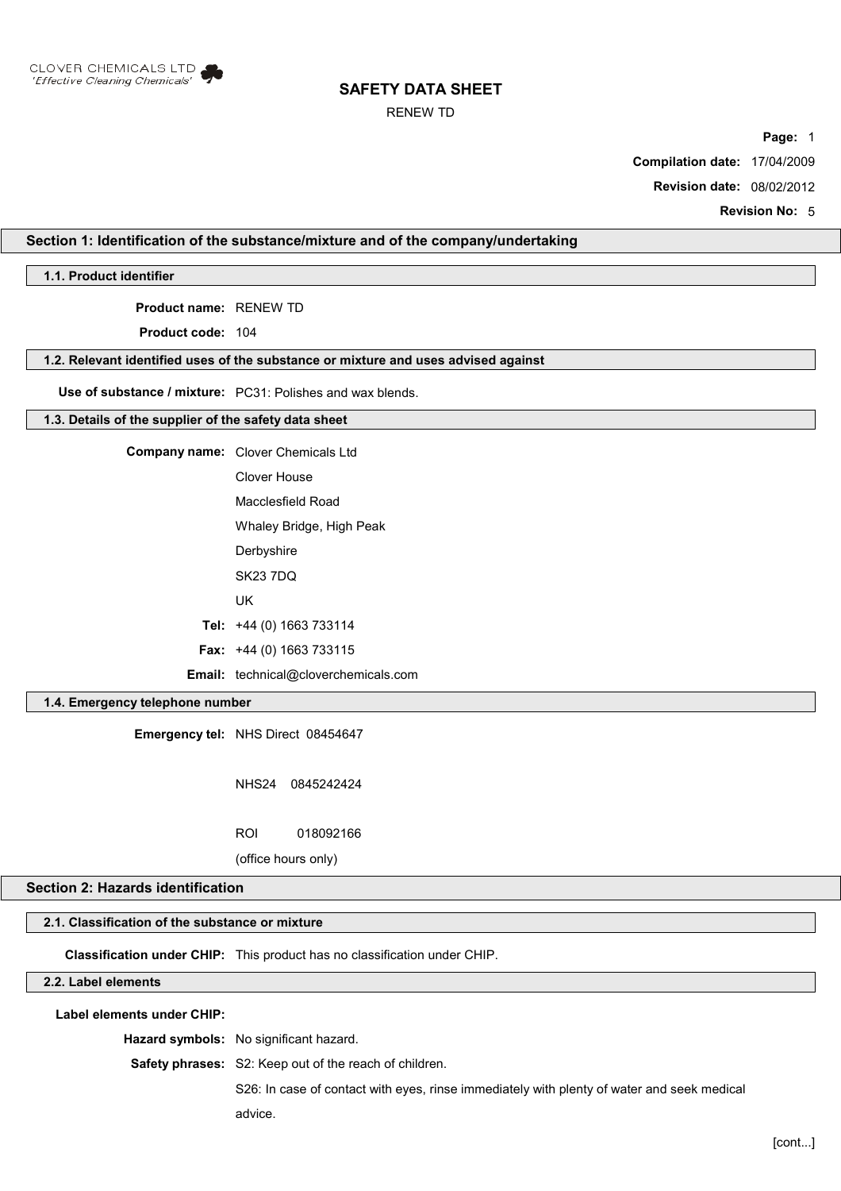CLOVER CHEMICALS LTD
*'Effective Cleaning Chemicals'*

# SAFETY DATA SHEET

RENEW TD

**Compilation date:** 17/04/2009

**Revision date:** 08/02/2012

**Revision No:** 5

## Section 1: Identification of the substance/mixture and of the company/undertaking

### 1.1. Product identifier

**Product name:** RENEW TD

**Product code:** 104

### 1.2. Relevant identified uses of the substance or mixture and uses advised against

**Use of substance / mixture:** PC31: Polishes and wax blends.

### 1.3. Details of the supplier of the safety data sheet

**Company name:** Clover Chemicals Ltd
Clover House
Macclesfield Road
Whaley Bridge, High Peak
Derbyshire
SK23 7DQ
UK

**Tel:** +44 (0) 1663 733114

**Fax:** +44 (0) 1663 733115

**Email:** technical@cloverchemicals.com

### 1.4. Emergency telephone number

**Emergency tel:** NHS Direct 08454647

NHS24 0845242424

ROI 018092166

(office hours only)

## Section 2: Hazards identification

### 2.1. Classification of the substance or mixture

**Classification under CHIP:** This product has no classification under CHIP.

### 2.2. Label elements

**Label elements under CHIP:**

**Hazard symbols:** No significant hazard.

**Safety phrases:** S2: Keep out of the reach of children.

S26: In case of contact with eyes, rinse immediately with plenty of water and seek medical advice.

[cont...]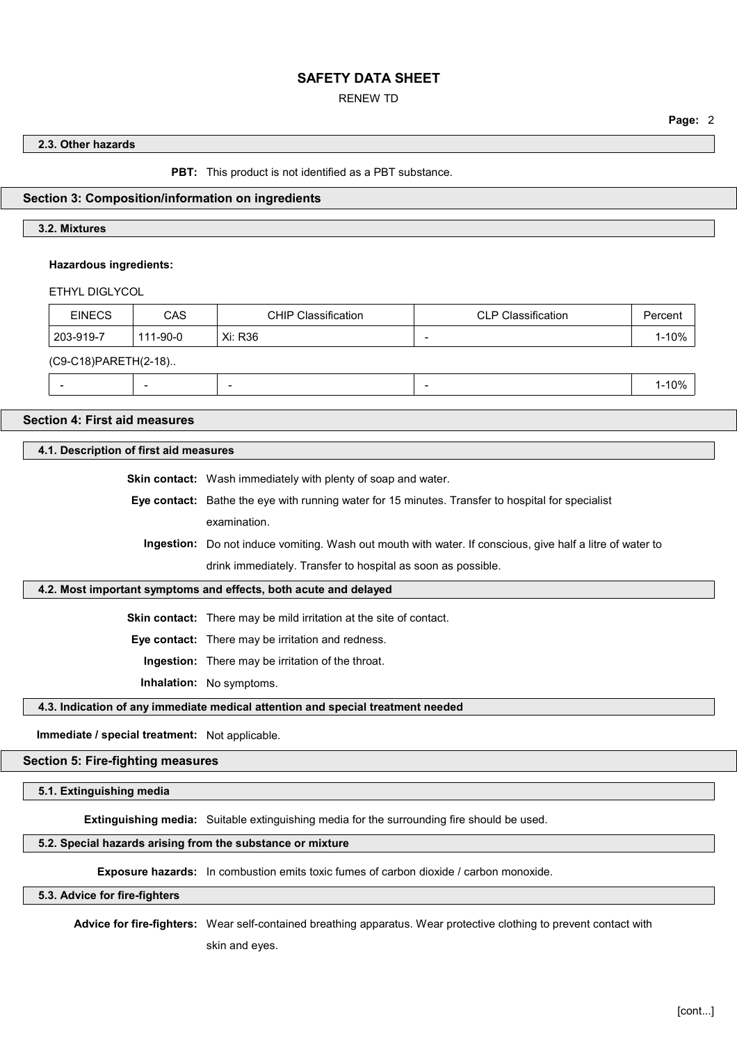### 2.3. Other hazards

**PBT:** This product is not identified as a PBT substance.

## Section 3: Composition/information on ingredients

### 3.2. Mixtures

**Hazardous ingredients:**

ETHYL DIGLYCOL

| EINECS | CAS | CHIP Classification | CLP Classification | Percent |
| --- | --- | --- | --- | --- |
| 203-919-7 | 111-90-0 | Xi: R36 | - | 1-10% |

(C9-C18)PARETH(2-18)..

| EINECS | CAS | CHIP Classification | CLP Classification | Percent |
| --- | --- | --- | --- | --- |
| - | - | - | - | 1-10% |

## Section 4: First aid measures

### 4.1. Description of first aid measures

**Skin contact:** Wash immediately with plenty of soap and water.

**Eye contact:** Bathe the eye with running water for 15 minutes. Transfer to hospital for specialist examination.

**Ingestion:** Do not induce vomiting. Wash out mouth with water. If conscious, give half a litre of water to drink immediately. Transfer to hospital as soon as possible.

### 4.2. Most important symptoms and effects, both acute and delayed

**Skin contact:** There may be mild irritation at the site of contact.

**Eye contact:** There may be irritation and redness.

**Ingestion:** There may be irritation of the throat.

**Inhalation:** No symptoms.

### 4.3. Indication of any immediate medical attention and special treatment needed

**Immediate / special treatment:** Not applicable.

## Section 5: Fire-fighting measures

### 5.1. Extinguishing media

**Extinguishing media:** Suitable extinguishing media for the surrounding fire should be used.

### 5.2. Special hazards arising from the substance or mixture

**Exposure hazards:** In combustion emits toxic fumes of carbon dioxide / carbon monoxide.

### 5.3. Advice for fire-fighters

**Advice for fire-fighters:** Wear self-contained breathing apparatus. Wear protective clothing to prevent contact with skin and eyes.

[cont...]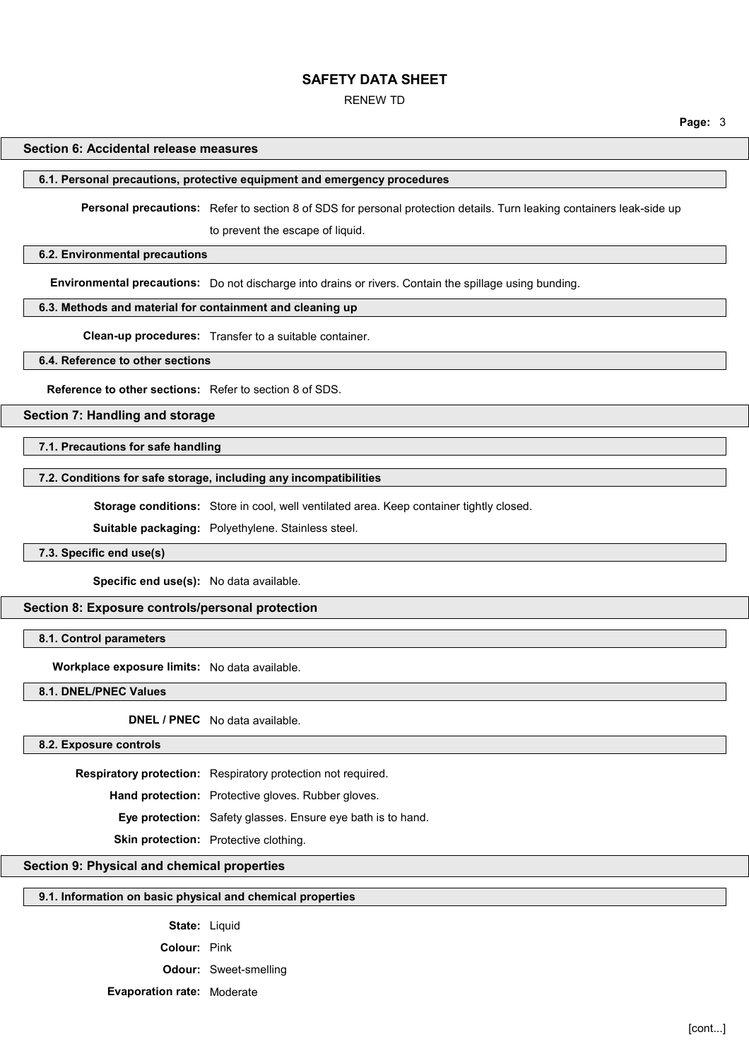## Section 6: Accidental release measures

### 6.1. Personal precautions, protective equipment and emergency procedures

**Personal precautions:** Refer to section 8 of SDS for personal protection details. Turn leaking containers leak-side up to prevent the escape of liquid.

### 6.2. Environmental precautions

**Environmental precautions:** Do not discharge into drains or rivers. Contain the spillage using bunding.

### 6.3. Methods and material for containment and cleaning up

**Clean-up procedures:** Transfer to a suitable container.

### 6.4. Reference to other sections

**Reference to other sections:** Refer to section 8 of SDS.

## Section 7: Handling and storage

### 7.1. Precautions for safe handling

### 7.2. Conditions for safe storage, including any incompatibilities

**Storage conditions:** Store in cool, well ventilated area. Keep container tightly closed.

**Suitable packaging:** Polyethylene. Stainless steel.

### 7.3. Specific end use(s)

**Specific end use(s):** No data available.

## Section 8: Exposure controls/personal protection

### 8.1. Control parameters

**Workplace exposure limits:** No data available.

### 8.1. DNEL/PNEC Values

**DNEL / PNEC** No data available.

### 8.2. Exposure controls

**Respiratory protection:** Respiratory protection not required.

**Hand protection:** Protective gloves. Rubber gloves.

**Eye protection:** Safety glasses. Ensure eye bath is to hand.

**Skin protection:** Protective clothing.

## Section 9: Physical and chemical properties

### 9.1. Information on basic physical and chemical properties

**State:** Liquid

**Colour:** Pink

**Odour:** Sweet-smelling

**Evaporation rate:** Moderate

[cont...]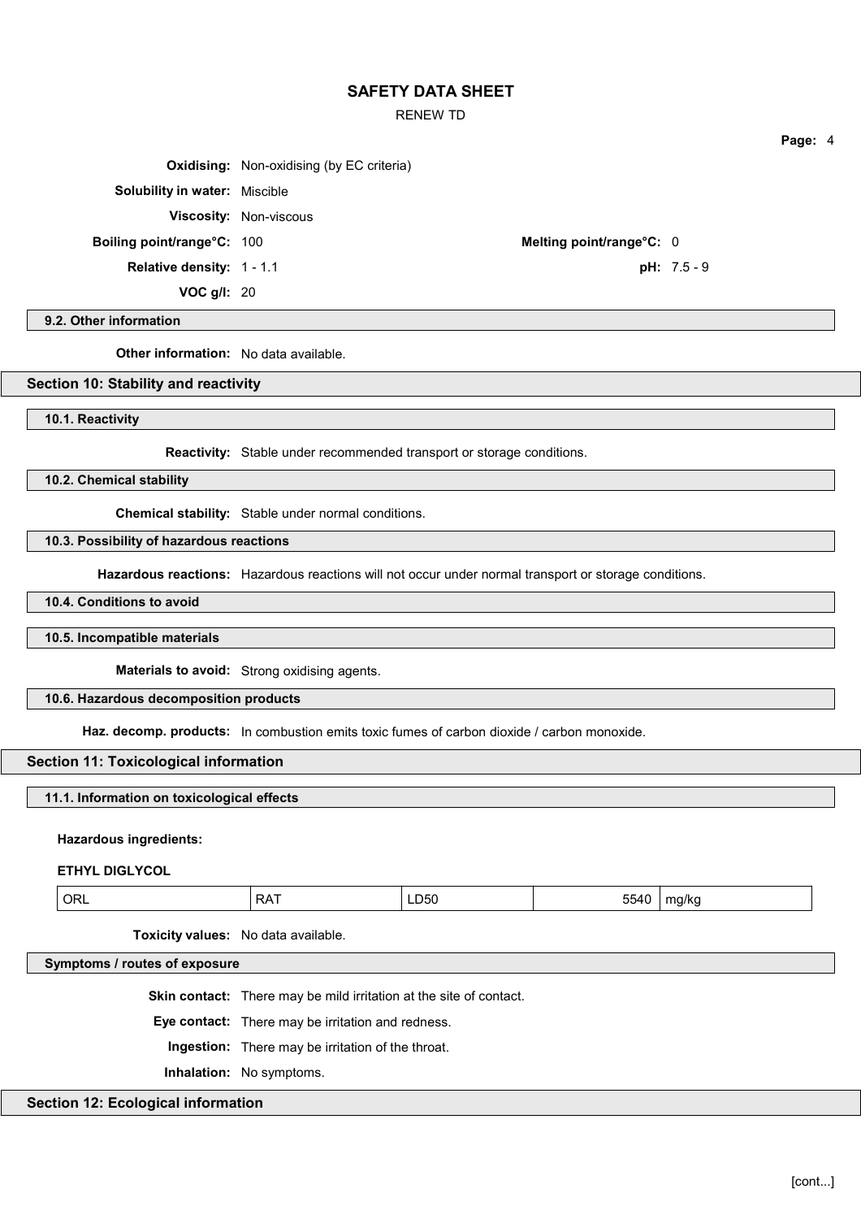**Oxidising:** Non-oxidising (by EC criteria)

**Solubility in water:** Miscible

**Viscosity:** Non-viscous

**Boiling point/range°C:** 100 **Melting point/range°C:** 0

**Relative density:** 1 - 1.1 **pH:** 7.5 - 9

**VOC g/l:** 20

### 9.2. Other information

**Other information:** No data available.

## Section 10: Stability and reactivity

### 10.1. Reactivity

**Reactivity:** Stable under recommended transport or storage conditions.

### 10.2. Chemical stability

**Chemical stability:** Stable under normal conditions.

### 10.3. Possibility of hazardous reactions

**Hazardous reactions:** Hazardous reactions will not occur under normal transport or storage conditions.

### 10.4. Conditions to avoid

### 10.5. Incompatible materials

**Materials to avoid:** Strong oxidising agents.

### 10.6. Hazardous decomposition products

**Haz. decomp. products:** In combustion emits toxic fumes of carbon dioxide / carbon monoxide.

## Section 11: Toxicological information

### 11.1. Information on toxicological effects

**Hazardous ingredients:**

**ETHYL DIGLYCOL**

| | | | | |
|---|---|---|---|---|
| ORL | RAT | LD50 | 5540 | mg/kg |

**Toxicity values:** No data available.

### Symptoms / routes of exposure

**Skin contact:** There may be mild irritation at the site of contact.

**Eye contact:** There may be irritation and redness.

**Ingestion:** There may be irritation of the throat.

**Inhalation:** No symptoms.

## Section 12: Ecological information

[cont...]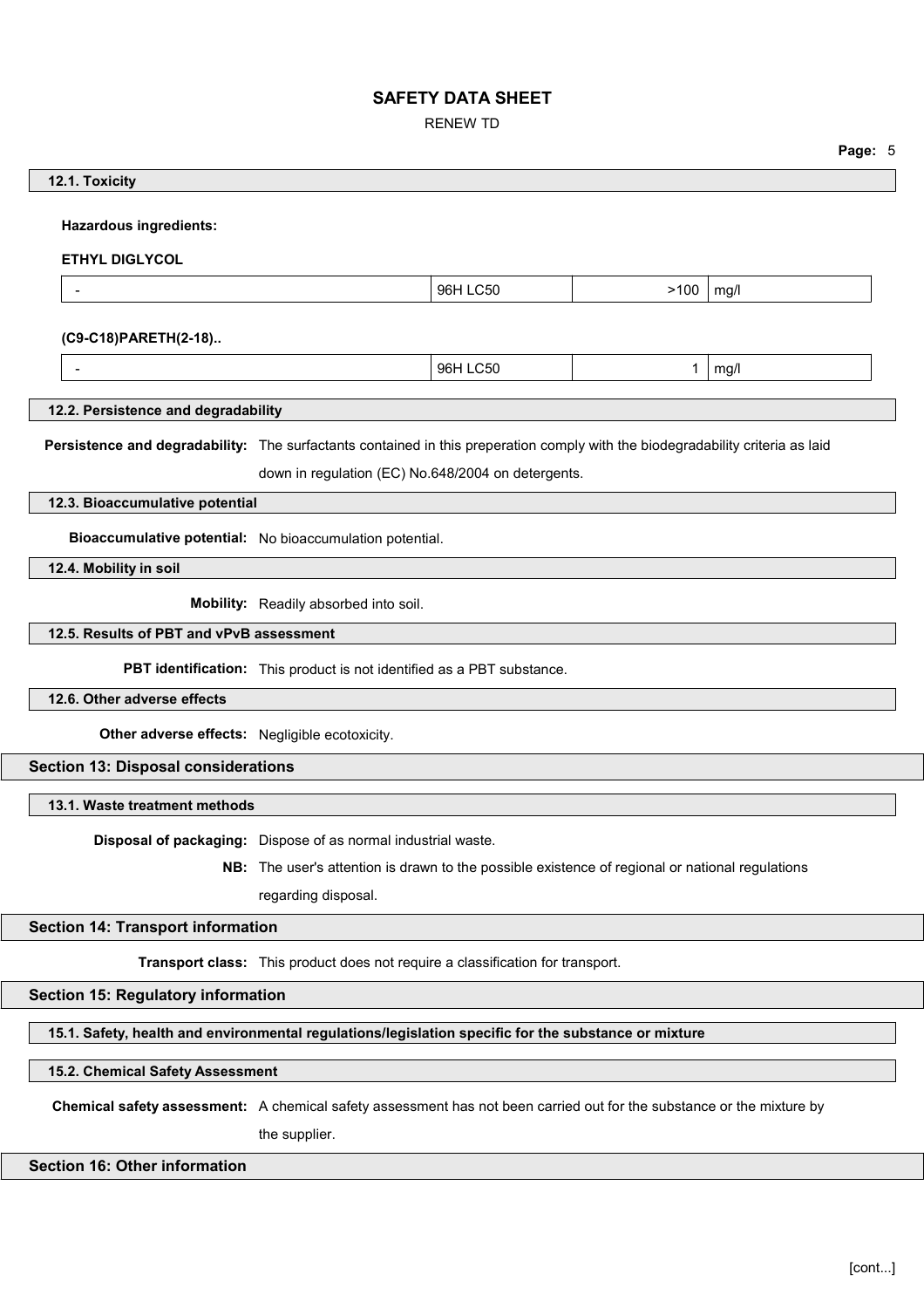### 12.1. Toxicity

**Hazardous ingredients:**

**ETHYL DIGLYCOL**

| | | | |
|---|---|---|---|
| - | 96H LC50 | >100 | mg/l |

**(C9-C18)PARETH(2-18)..**

| | | | |
|---|---|---|---|
| - | 96H LC50 | 1 | mg/l |

### 12.2. Persistence and degradability

**Persistence and degradability:** The surfactants contained in this preperation comply with the biodegradability criteria as laid down in regulation (EC) No.648/2004 on detergents.

### 12.3. Bioaccumulative potential

**Bioaccumulative potential:** No bioaccumulation potential.

### 12.4. Mobility in soil

**Mobility:** Readily absorbed into soil.

### 12.5. Results of PBT and vPvB assessment

**PBT identification:** This product is not identified as a PBT substance.

### 12.6. Other adverse effects

**Other adverse effects:** Negligible ecotoxicity.

## Section 13: Disposal considerations

### 13.1. Waste treatment methods

**Disposal of packaging:** Dispose of as normal industrial waste.

**NB:** The user's attention is drawn to the possible existence of regional or national regulations regarding disposal.

## Section 14: Transport information

**Transport class:** This product does not require a classification for transport.

## Section 15: Regulatory information

### 15.1. Safety, health and environmental regulations/legislation specific for the substance or mixture

### 15.2. Chemical Safety Assessment

**Chemical safety assessment:** A chemical safety assessment has not been carried out for the substance or the mixture by the supplier.

## Section 16: Other information

[cont...]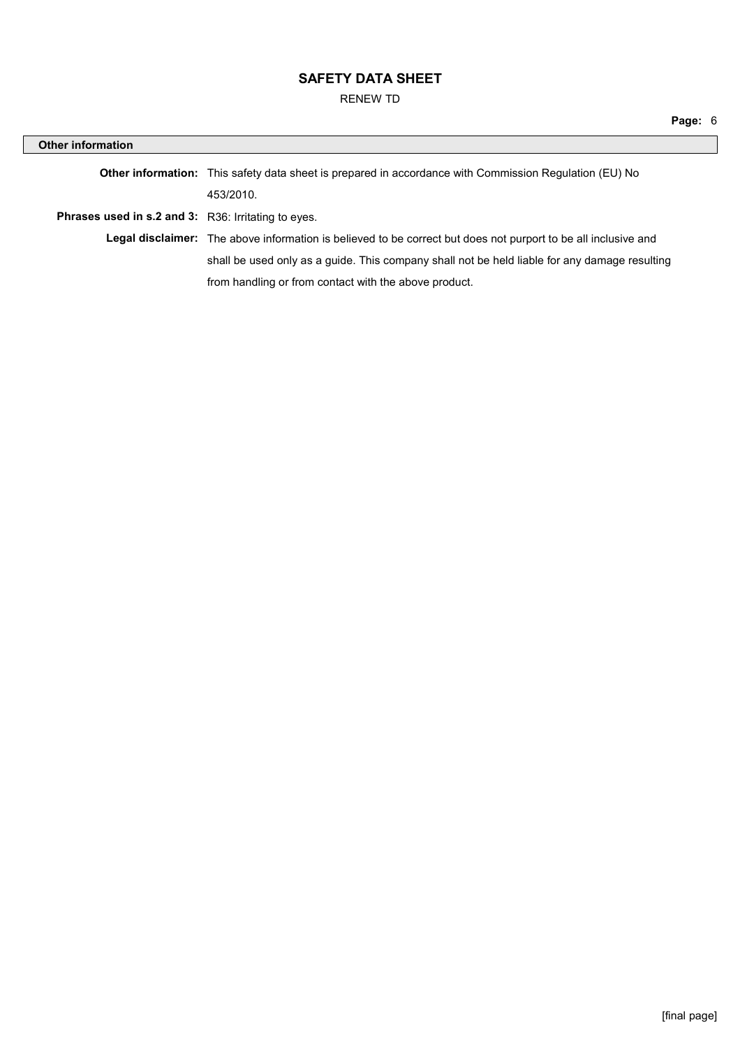## Other information

**Other information:** This safety data sheet is prepared in accordance with Commission Regulation (EU) No 453/2010.

**Phrases used in s.2 and 3:** R36: Irritating to eyes.

**Legal disclaimer:** The above information is believed to be correct but does not purport to be all inclusive and shall be used only as a guide. This company shall not be held liable for any damage resulting from handling or from contact with the above product.

[final page]